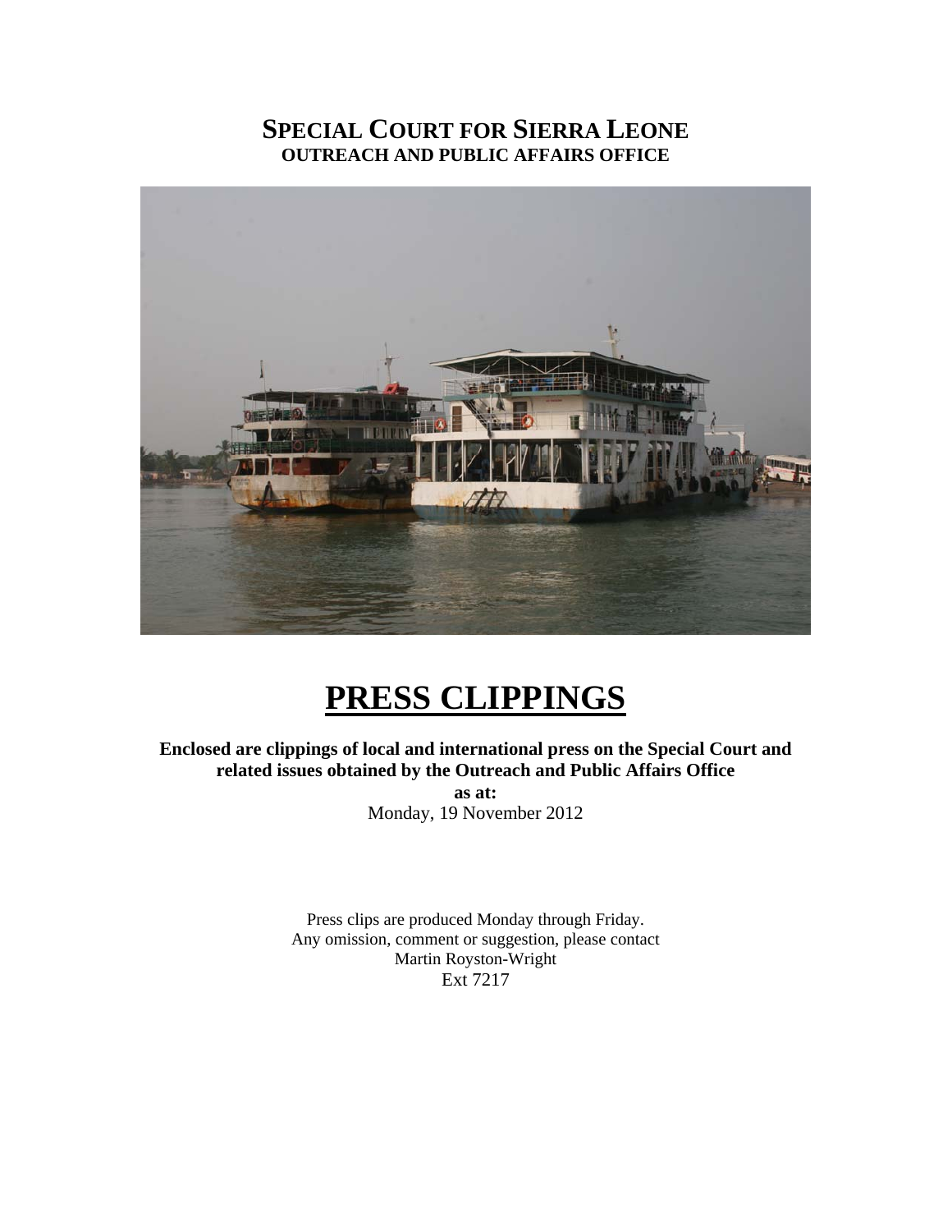# SPECIAL COURT FOR SIERRA LEONE
## OUTREACH AND PUBLIC AFFAIRS OFFICE

# PRESS CLIPPINGS

**Enclosed are clippings of local and international press on the Special Court and related issues obtained by the Outreach and Public Affairs Office**

**as at:**

Monday, 19 November 2012

Press clips are produced Monday through Friday.
Any omission, comment or suggestion, please contact
Martin Royston-Wright
Ext 7217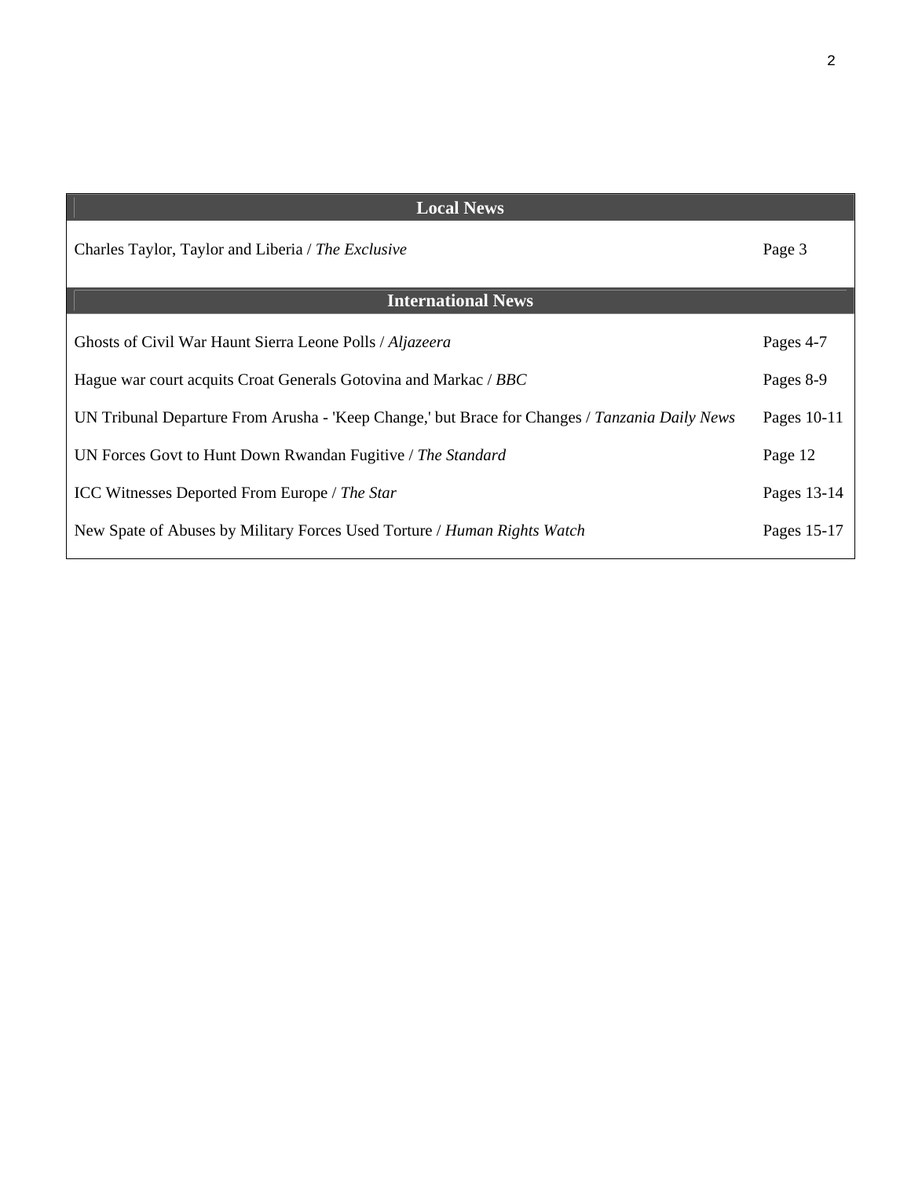| Local News | |
|---|---|
| Charles Taylor, Taylor and Liberia / *The Exclusive* | Page 3 |
| **International News** | |
| Ghosts of Civil War Haunt Sierra Leone Polls / *Aljazeera* | Pages 4-7 |
| Hague war court acquits Croat Generals Gotovina and Markac / *BBC* | Pages 8-9 |
| UN Tribunal Departure From Arusha - 'Keep Change,' but Brace for Changes / *Tanzania Daily News* | Pages 10-11 |
| UN Forces Govt to Hunt Down Rwandan Fugitive / *The Standard* | Page 12 |
| ICC Witnesses Deported From Europe / *The Star* | Pages 13-14 |
| New Spate of Abuses by Military Forces Used Torture / *Human Rights Watch* | Pages 15-17 |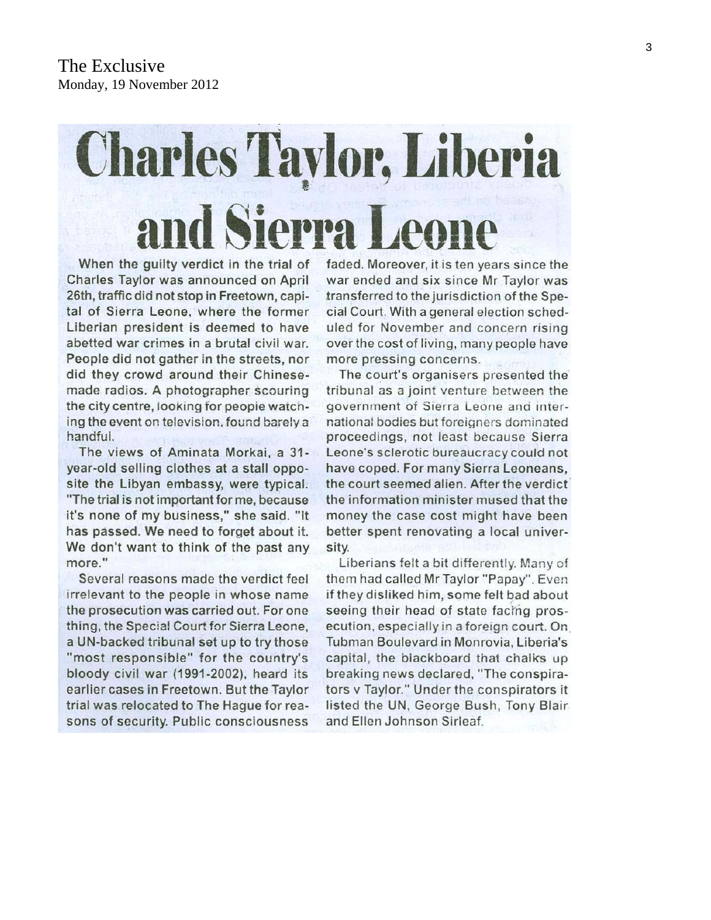The Exclusive
Monday, 19 November 2012

# Charles Taylor, Liberia and Sierra Leone

When the guilty verdict in the trial of Charles Taylor was announced on April 26th, traffic did not stop in Freetown, capital of Sierra Leone, where the former Liberian president is deemed to have abetted war crimes in a brutal civil war. People did not gather in the streets, nor did they crowd around their Chinese-made radios. A photographer scouring the city centre, looking for peopie watching the event on television, found barely a handful.

The views of Aminata Morkai, a 31-year-old selling clothes at a stall opposite the Libyan embassy, were typical. "The trial is not important for me, because it's none of my business," she said. "It has passed. We need to forget about it. We don't want to think of the past any more."

Several reasons made the verdict feel irrelevant to the people in whose name the prosecution was carried out. For one thing, the Special Court for Sierra Leone, a UN-backed tribunal set up to try those "most responsible" for the country's bloody civil war (1991-2002), heard its earlier cases in Freetown. But the Taylor trial was relocated to The Hague for reasons of security. Public consciousness faded. Moreover, it is ten years since the war ended and six since Mr Taylor was transferred to the jurisdiction of the Special Court. With a general election scheduled for November and concern rising over the cost of living, many people have more pressing concerns.

The court's organisers presented the tribunal as a joint venture between the government of Sierra Leone and international bodies but foreigners dominated proceedings, not least because Sierra Leone's sclerotic bureaucracy could not have coped. For many Sierra Leoneans, the court seemed alien. After the verdict the information minister mused that the money the case cost might have been better spent renovating a local university.

Liberians felt a bit differently. Many of them had called Mr Taylor "Papay". Even if they disliked him, some felt bad about seeing their head of state facing prosecution, especially in a foreign court. On Tubman Boulevard in Monrovia, Liberia's capital, the blackboard that chalks up breaking news declared, "The conspirators v Taylor." Under the conspirators it listed the UN, George Bush, Tony Blair and Ellen Johnson Sirleaf.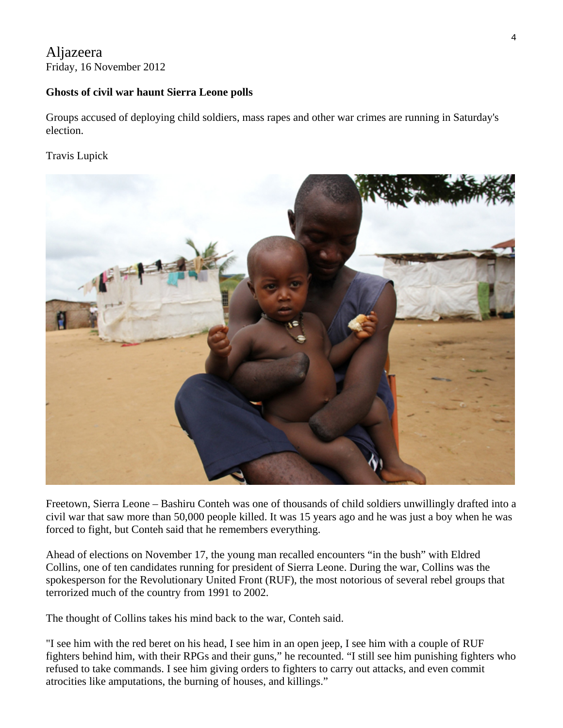Aljazeera
Friday, 16 November 2012

**Ghosts of civil war haunt Sierra Leone polls**

Groups accused of deploying child soldiers, mass rapes and other war crimes are running in Saturday's election.

Travis Lupick

Freetown, Sierra Leone – Bashiru Conteh was one of thousands of child soldiers unwillingly drafted into a civil war that saw more than 50,000 people killed. It was 15 years ago and he was just a boy when he was forced to fight, but Conteh said that he remembers everything.

Ahead of elections on November 17, the young man recalled encounters "in the bush" with Eldred Collins, one of ten candidates running for president of Sierra Leone. During the war, Collins was the spokesperson for the Revolutionary United Front (RUF), the most notorious of several rebel groups that terrorized much of the country from 1991 to 2002.

The thought of Collins takes his mind back to the war, Conteh said.

"I see him with the red beret on his head, I see him in an open jeep, I see him with a couple of RUF fighters behind him, with their RPGs and their guns," he recounted. "I still see him punishing fighters who refused to take commands. I see him giving orders to fighters to carry out attacks, and even commit atrocities like amputations, the burning of houses, and killings."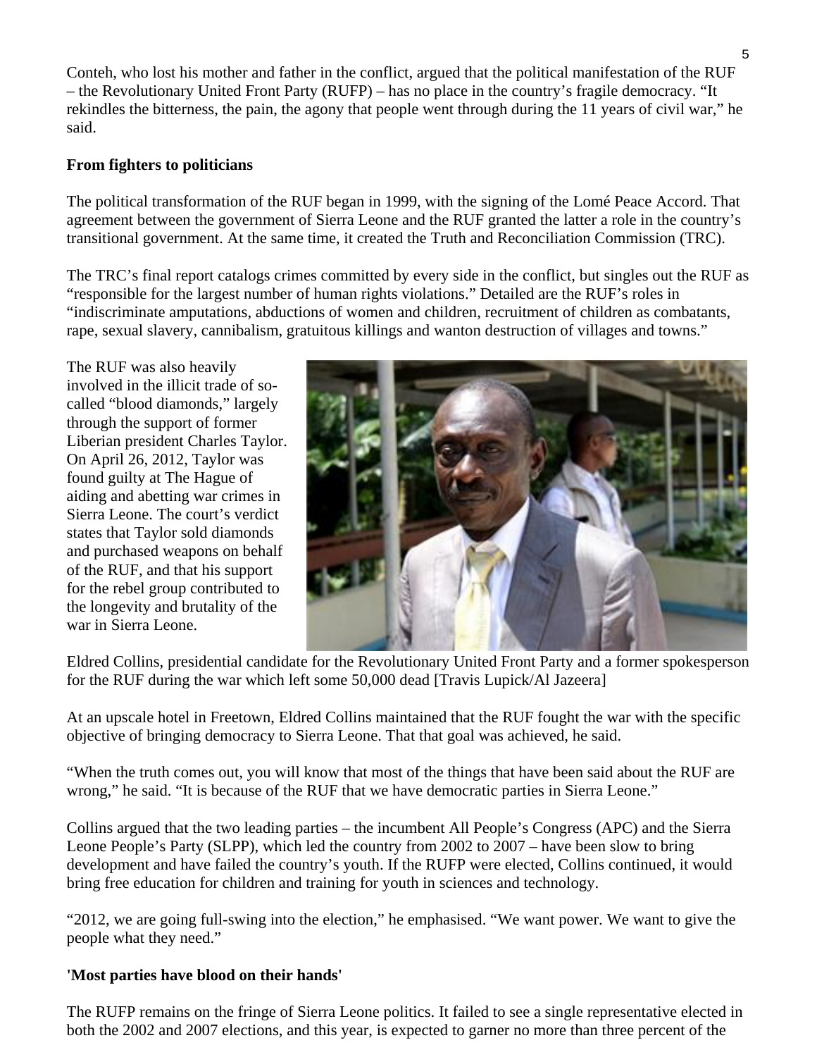Conteh, who lost his mother and father in the conflict, argued that the political manifestation of the RUF – the Revolutionary United Front Party (RUFP) – has no place in the country's fragile democracy. "It rekindles the bitterness, the pain, the agony that people went through during the 11 years of civil war," he said.

**From fighters to politicians**

The political transformation of the RUF began in 1999, with the signing of the Lomé Peace Accord. That agreement between the government of Sierra Leone and the RUF granted the latter a role in the country's transitional government. At the same time, it created the Truth and Reconciliation Commission (TRC).

The TRC's final report catalogs crimes committed by every side in the conflict, but singles out the RUF as "responsible for the largest number of human rights violations." Detailed are the RUF's roles in "indiscriminate amputations, abductions of women and children, recruitment of children as combatants, rape, sexual slavery, cannibalism, gratuitous killings and wanton destruction of villages and towns."

The RUF was also heavily involved in the illicit trade of so-called "blood diamonds," largely through the support of former Liberian president Charles Taylor. On April 26, 2012, Taylor was found guilty at The Hague of aiding and abetting war crimes in Sierra Leone. The court's verdict states that Taylor sold diamonds and purchased weapons on behalf of the RUF, and that his support for the rebel group contributed to the longevity and brutality of the war in Sierra Leone.

Eldred Collins, presidential candidate for the Revolutionary United Front Party and a former spokesperson for the RUF during the war which left some 50,000 dead [Travis Lupick/Al Jazeera]

At an upscale hotel in Freetown, Eldred Collins maintained that the RUF fought the war with the specific objective of bringing democracy to Sierra Leone. That that goal was achieved, he said.

"When the truth comes out, you will know that most of the things that have been said about the RUF are wrong," he said. "It is because of the RUF that we have democratic parties in Sierra Leone."

Collins argued that the two leading parties – the incumbent All People's Congress (APC) and the Sierra Leone People's Party (SLPP), which led the country from 2002 to 2007 – have been slow to bring development and have failed the country's youth. If the RUFP were elected, Collins continued, it would bring free education for children and training for youth in sciences and technology.

"2012, we are going full-swing into the election," he emphasised. "We want power. We want to give the people what they need."

**'Most parties have blood on their hands'**

The RUFP remains on the fringe of Sierra Leone politics. It failed to see a single representative elected in both the 2002 and 2007 elections, and this year, is expected to garner no more than three percent of the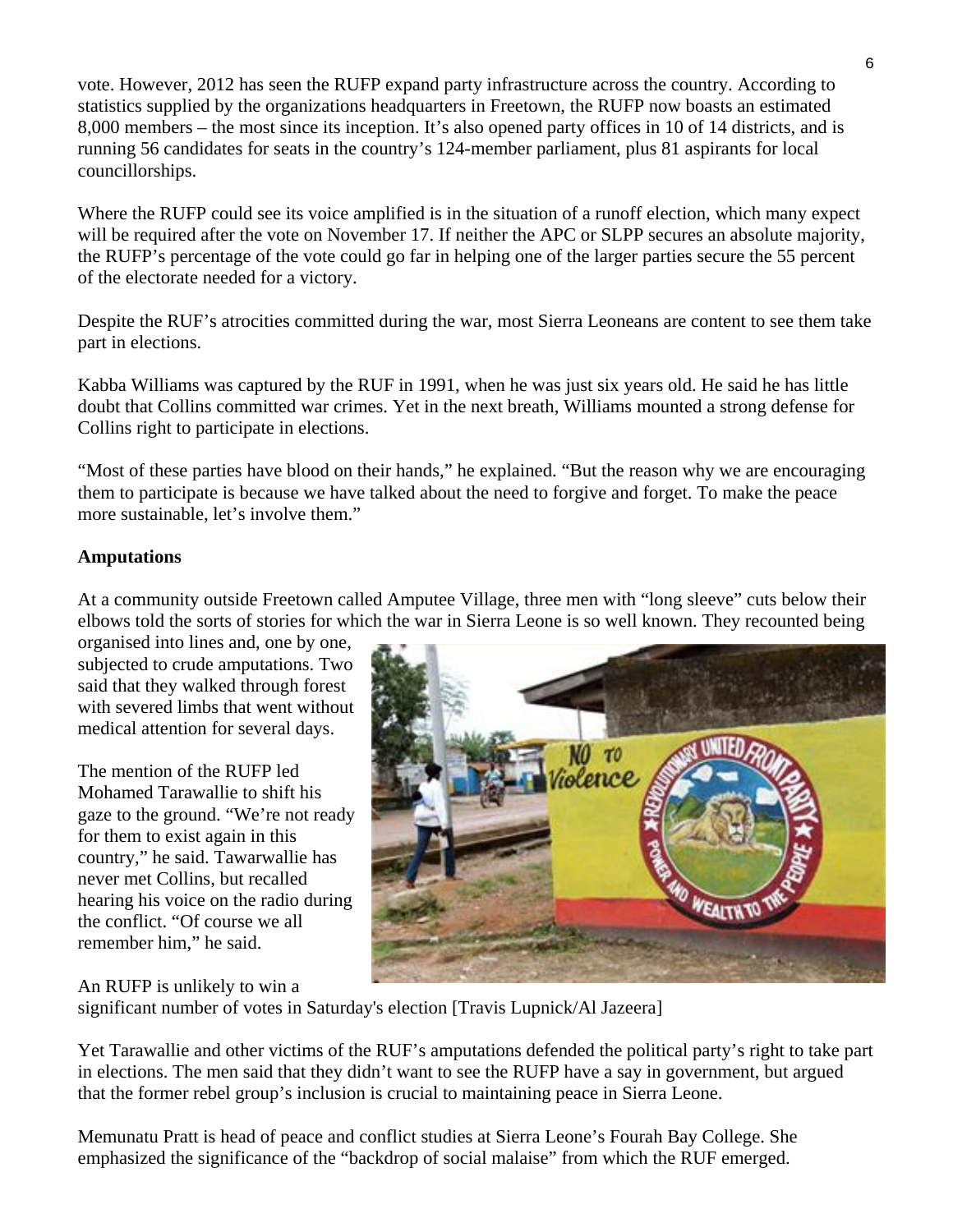vote. However, 2012 has seen the RUFP expand party infrastructure across the country. According to statistics supplied by the organizations headquarters in Freetown, the RUFP now boasts an estimated 8,000 members – the most since its inception. It's also opened party offices in 10 of 14 districts, and is running 56 candidates for seats in the country's 124-member parliament, plus 81 aspirants for local councillorships.

Where the RUFP could see its voice amplified is in the situation of a runoff election, which many expect will be required after the vote on November 17. If neither the APC or SLPP secures an absolute majority, the RUFP's percentage of the vote could go far in helping one of the larger parties secure the 55 percent of the electorate needed for a victory.

Despite the RUF's atrocities committed during the war, most Sierra Leoneans are content to see them take part in elections.

Kabba Williams was captured by the RUF in 1991, when he was just six years old. He said he has little doubt that Collins committed war crimes. Yet in the next breath, Williams mounted a strong defense for Collins right to participate in elections.

"Most of these parties have blood on their hands," he explained. "But the reason why we are encouraging them to participate is because we have talked about the need to forgive and forget. To make the peace more sustainable, let's involve them."

**Amputations**

At a community outside Freetown called Amputee Village, three men with "long sleeve" cuts below their elbows told the sorts of stories for which the war in Sierra Leone is so well known. They recounted being organised into lines and, one by one, subjected to crude amputations. Two said that they walked through forest with severed limbs that went without medical attention for several days.

The mention of the RUFP led Mohamed Tarawallie to shift his gaze to the ground. "We're not ready for them to exist again in this country," he said. Tawarwallie has never met Collins, but recalled hearing his voice on the radio during the conflict. "Of course we all remember him," he said.

An RUFP is unlikely to win a significant number of votes in Saturday's election [Travis Lupnick/Al Jazeera]

Yet Tarawallie and other victims of the RUF's amputations defended the political party's right to take part in elections. The men said that they didn't want to see the RUFP have a say in government, but argued that the former rebel group's inclusion is crucial to maintaining peace in Sierra Leone.

Memunatu Pratt is head of peace and conflict studies at Sierra Leone's Fourah Bay College. She emphasized the significance of the "backdrop of social malaise" from which the RUF emerged.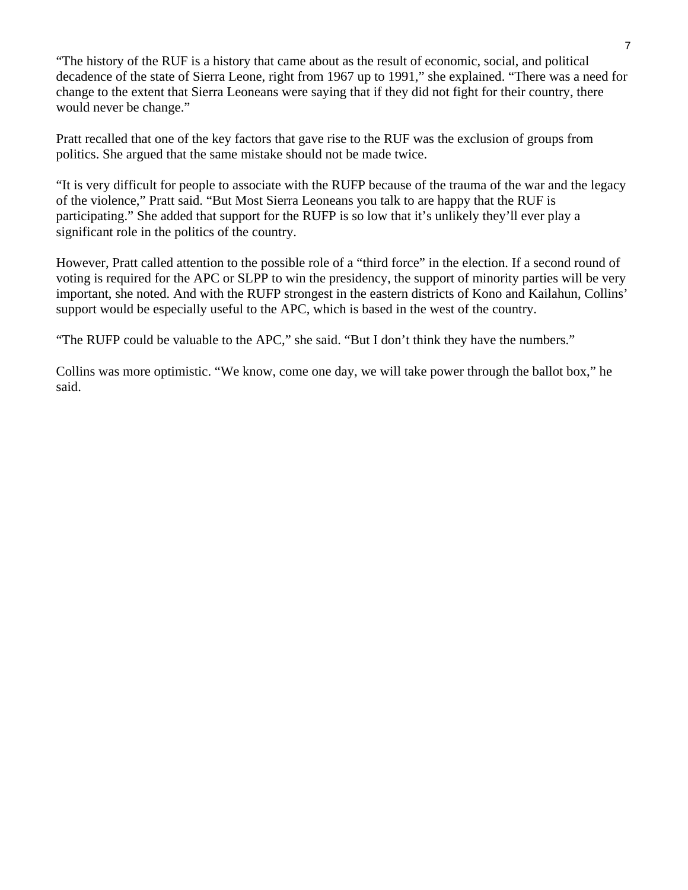"The history of the RUF is a history that came about as the result of economic, social, and political decadence of the state of Sierra Leone, right from 1967 up to 1991," she explained. "There was a need for change to the extent that Sierra Leoneans were saying that if they did not fight for their country, there would never be change."

Pratt recalled that one of the key factors that gave rise to the RUF was the exclusion of groups from politics. She argued that the same mistake should not be made twice.

"It is very difficult for people to associate with the RUFP because of the trauma of the war and the legacy of the violence," Pratt said. "But Most Sierra Leoneans you talk to are happy that the RUF is participating." She added that support for the RUFP is so low that it's unlikely they'll ever play a significant role in the politics of the country.

However, Pratt called attention to the possible role of a "third force" in the election. If a second round of voting is required for the APC or SLPP to win the presidency, the support of minority parties will be very important, she noted. And with the RUFP strongest in the eastern districts of Kono and Kailahun, Collins' support would be especially useful to the APC, which is based in the west of the country.

"The RUFP could be valuable to the APC," she said. "But I don't think they have the numbers."

Collins was more optimistic. "We know, come one day, we will take power through the ballot box," he said.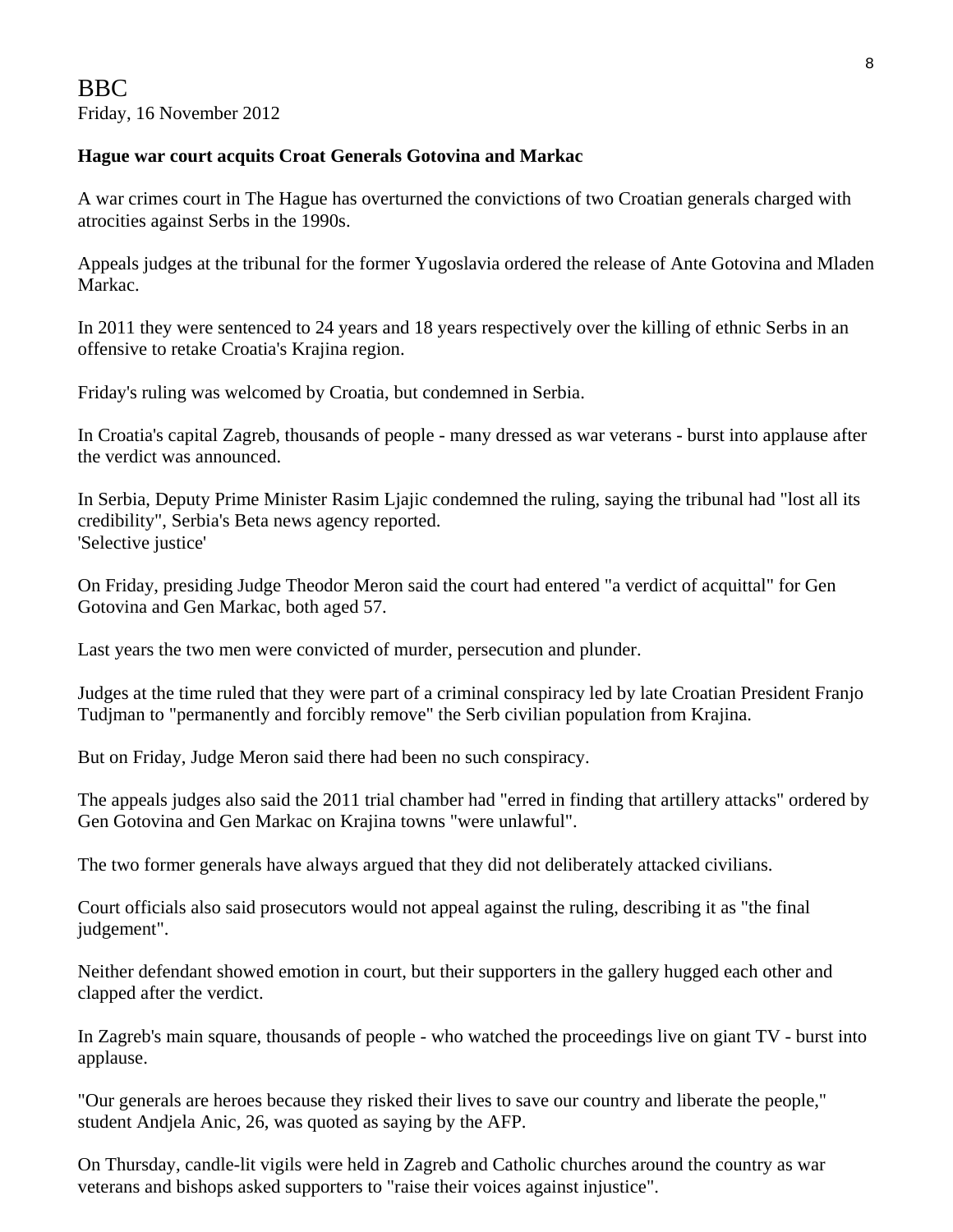BBC
Friday, 16 November 2012

**Hague war court acquits Croat Generals Gotovina and Markac**

A war crimes court in The Hague has overturned the convictions of two Croatian generals charged with atrocities against Serbs in the 1990s.

Appeals judges at the tribunal for the former Yugoslavia ordered the release of Ante Gotovina and Mladen Markac.

In 2011 they were sentenced to 24 years and 18 years respectively over the killing of ethnic Serbs in an offensive to retake Croatia's Krajina region.

Friday's ruling was welcomed by Croatia, but condemned in Serbia.

In Croatia's capital Zagreb, thousands of people - many dressed as war veterans - burst into applause after the verdict was announced.

In Serbia, Deputy Prime Minister Rasim Ljajic condemned the ruling, saying the tribunal had "lost all its credibility", Serbia's Beta news agency reported.
'Selective justice'

On Friday, presiding Judge Theodor Meron said the court had entered "a verdict of acquittal" for Gen Gotovina and Gen Markac, both aged 57.

Last years the two men were convicted of murder, persecution and plunder.

Judges at the time ruled that they were part of a criminal conspiracy led by late Croatian President Franjo Tudjman to "permanently and forcibly remove" the Serb civilian population from Krajina.

But on Friday, Judge Meron said there had been no such conspiracy.

The appeals judges also said the 2011 trial chamber had "erred in finding that artillery attacks" ordered by Gen Gotovina and Gen Markac on Krajina towns "were unlawful".

The two former generals have always argued that they did not deliberately attacked civilians.

Court officials also said prosecutors would not appeal against the ruling, describing it as "the final judgement".

Neither defendant showed emotion in court, but their supporters in the gallery hugged each other and clapped after the verdict.

In Zagreb's main square, thousands of people - who watched the proceedings live on giant TV - burst into applause.

"Our generals are heroes because they risked their lives to save our country and liberate the people," student Andjela Anic, 26, was quoted as saying by the AFP.

On Thursday, candle-lit vigils were held in Zagreb and Catholic churches around the country as war veterans and bishops asked supporters to "raise their voices against injustice".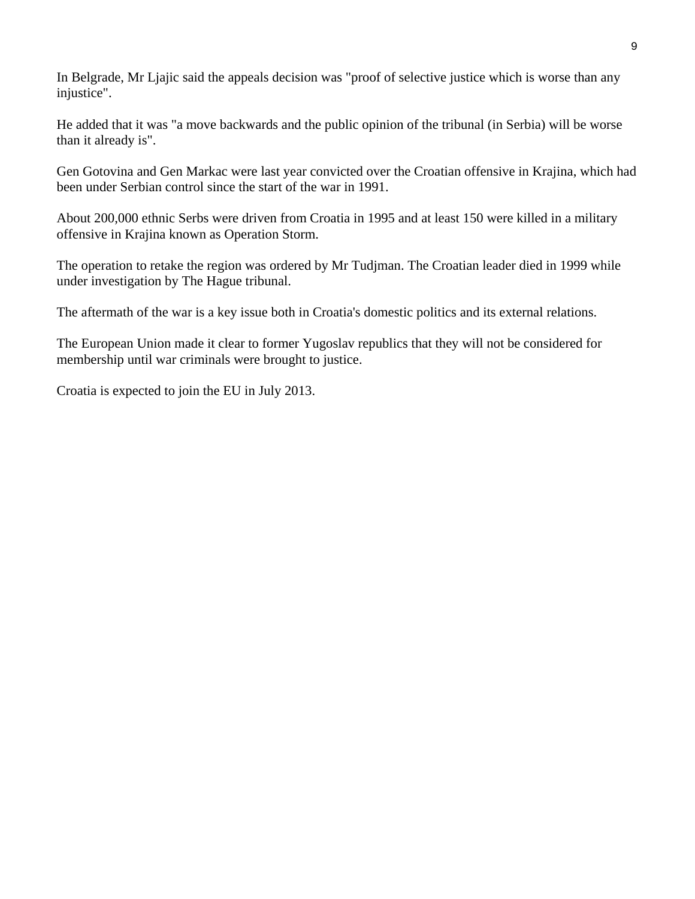In Belgrade, Mr Ljajic said the appeals decision was "proof of selective justice which is worse than any injustice".

He added that it was "a move backwards and the public opinion of the tribunal (in Serbia) will be worse than it already is".

Gen Gotovina and Gen Markac were last year convicted over the Croatian offensive in Krajina, which had been under Serbian control since the start of the war in 1991.

About 200,000 ethnic Serbs were driven from Croatia in 1995 and at least 150 were killed in a military offensive in Krajina known as Operation Storm.

The operation to retake the region was ordered by Mr Tudjman. The Croatian leader died in 1999 while under investigation by The Hague tribunal.

The aftermath of the war is a key issue both in Croatia's domestic politics and its external relations.

The European Union made it clear to former Yugoslav republics that they will not be considered for membership until war criminals were brought to justice.

Croatia is expected to join the EU in July 2013.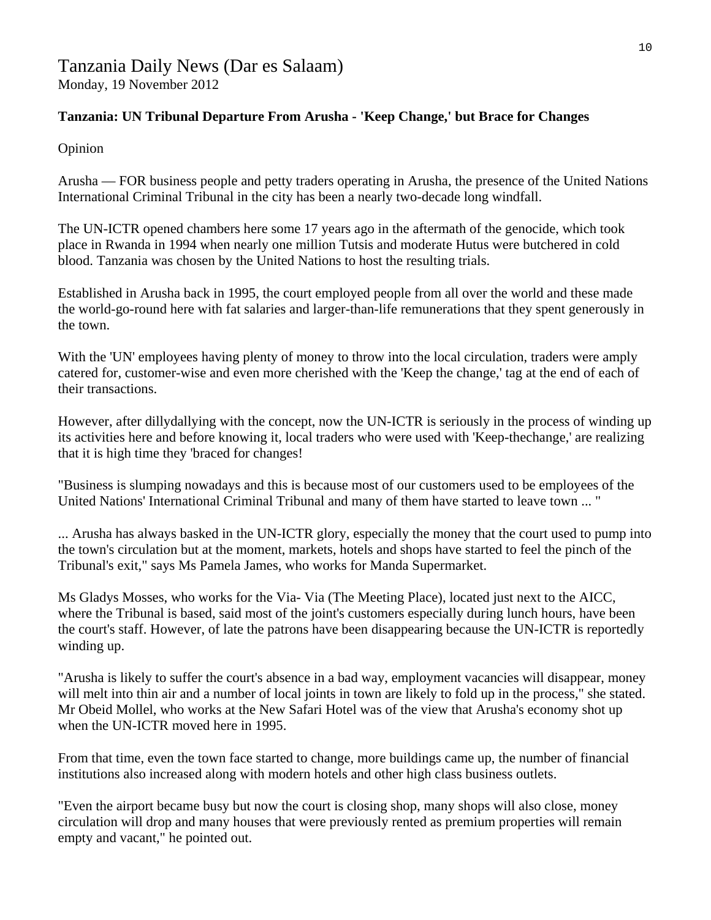Tanzania Daily News (Dar es Salaam)
Monday, 19 November 2012

**Tanzania: UN Tribunal Departure From Arusha - 'Keep Change,' but Brace for Changes**

Opinion

Arusha — FOR business people and petty traders operating in Arusha, the presence of the United Nations International Criminal Tribunal in the city has been a nearly two-decade long windfall.

The UN-ICTR opened chambers here some 17 years ago in the aftermath of the genocide, which took place in Rwanda in 1994 when nearly one million Tutsis and moderate Hutus were butchered in cold blood. Tanzania was chosen by the United Nations to host the resulting trials.

Established in Arusha back in 1995, the court employed people from all over the world and these made the world-go-round here with fat salaries and larger-than-life remunerations that they spent generously in the town.

With the 'UN' employees having plenty of money to throw into the local circulation, traders were amply catered for, customer-wise and even more cherished with the 'Keep the change,' tag at the end of each of their transactions.

However, after dillydallying with the concept, now the UN-ICTR is seriously in the process of winding up its activities here and before knowing it, local traders who were used with 'Keep-thechange,' are realizing that it is high time they 'braced for changes!

"Business is slumping nowadays and this is because most of our customers used to be employees of the United Nations' International Criminal Tribunal and many of them have started to leave town ... "

... Arusha has always basked in the UN-ICTR glory, especially the money that the court used to pump into the town's circulation but at the moment, markets, hotels and shops have started to feel the pinch of the Tribunal's exit," says Ms Pamela James, who works for Manda Supermarket.

Ms Gladys Mosses, who works for the Via- Via (The Meeting Place), located just next to the AICC, where the Tribunal is based, said most of the joint's customers especially during lunch hours, have been the court's staff. However, of late the patrons have been disappearing because the UN-ICTR is reportedly winding up.

"Arusha is likely to suffer the court's absence in a bad way, employment vacancies will disappear, money will melt into thin air and a number of local joints in town are likely to fold up in the process," she stated. Mr Obeid Mollel, who works at the New Safari Hotel was of the view that Arusha's economy shot up when the UN-ICTR moved here in 1995.

From that time, even the town face started to change, more buildings came up, the number of financial institutions also increased along with modern hotels and other high class business outlets.

"Even the airport became busy but now the court is closing shop, many shops will also close, money circulation will drop and many houses that were previously rented as premium properties will remain empty and vacant," he pointed out.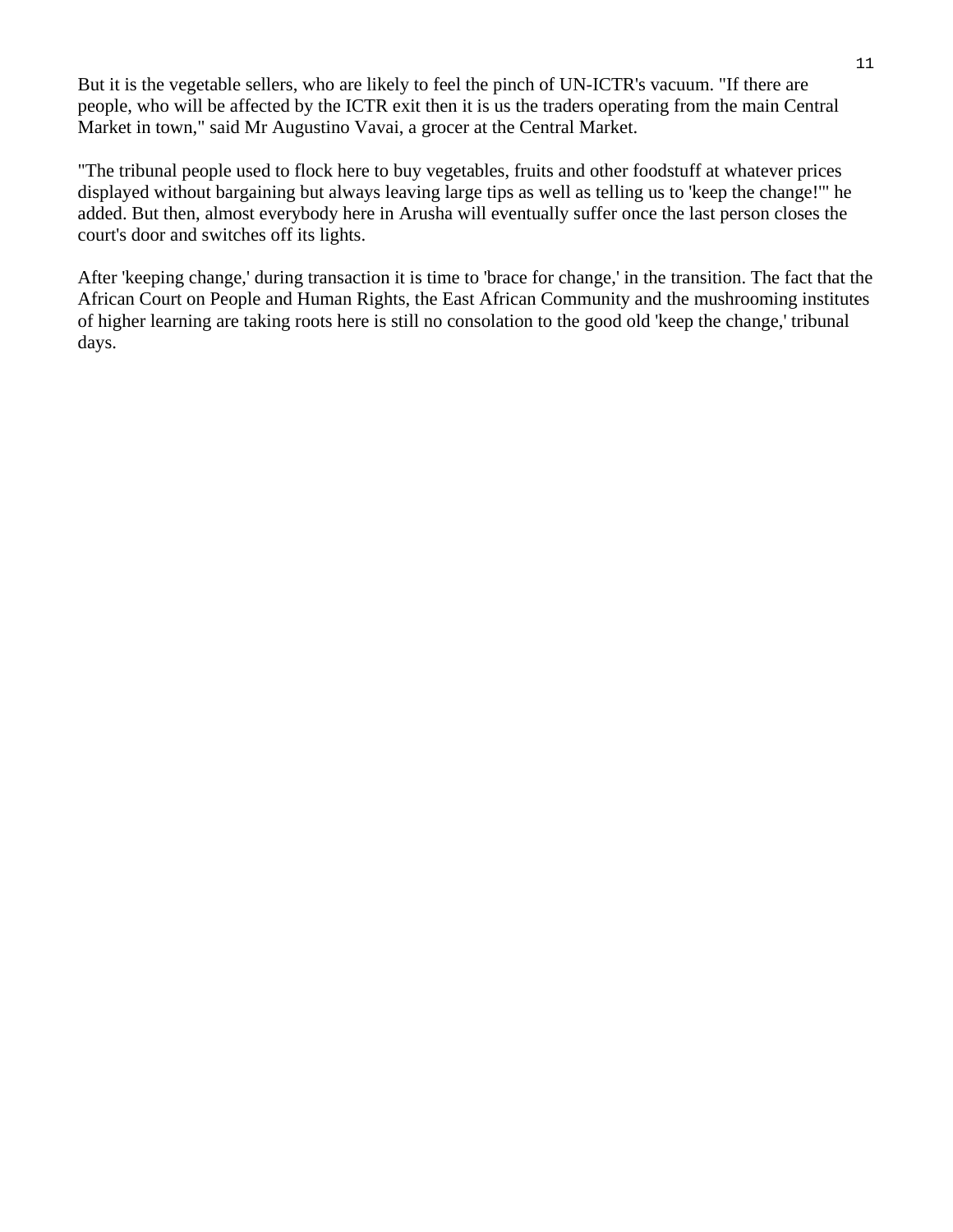But it is the vegetable sellers, who are likely to feel the pinch of UN-ICTR's vacuum. "If there are people, who will be affected by the ICTR exit then it is us the traders operating from the main Central Market in town," said Mr Augustino Vavai, a grocer at the Central Market.

"The tribunal people used to flock here to buy vegetables, fruits and other foodstuff at whatever prices displayed without bargaining but always leaving large tips as well as telling us to 'keep the change!'" he added. But then, almost everybody here in Arusha will eventually suffer once the last person closes the court's door and switches off its lights.

After 'keeping change,' during transaction it is time to 'brace for change,' in the transition. The fact that the African Court on People and Human Rights, the East African Community and the mushrooming institutes of higher learning are taking roots here is still no consolation to the good old 'keep the change,' tribunal days.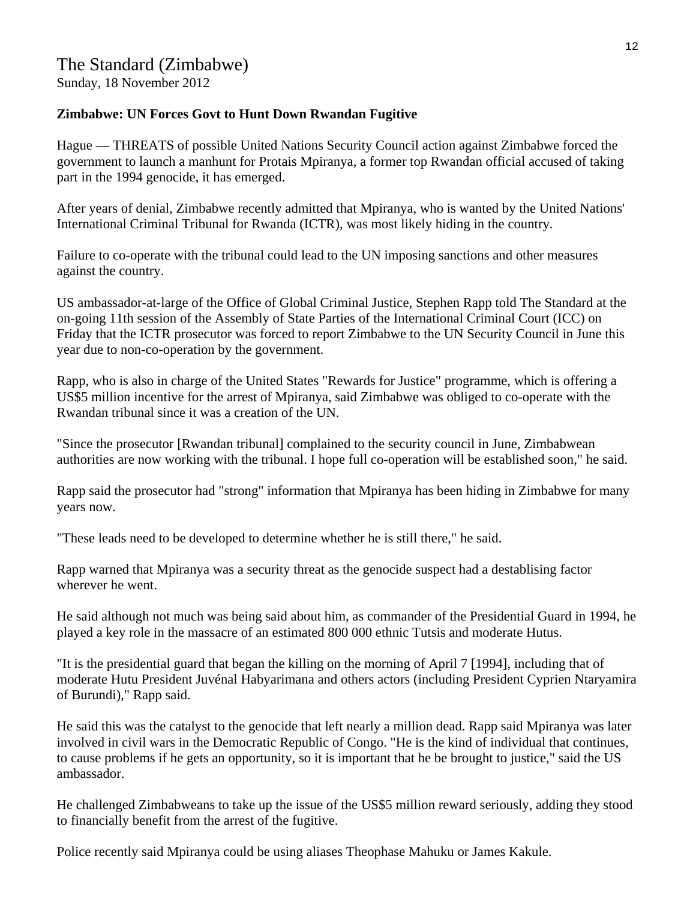# The Standard (Zimbabwe)

Sunday, 18 November 2012

**Zimbabwe: UN Forces Govt to Hunt Down Rwandan Fugitive**

Hague — THREATS of possible United Nations Security Council action against Zimbabwe forced the government to launch a manhunt for Protais Mpiranya, a former top Rwandan official accused of taking part in the 1994 genocide, it has emerged.

After years of denial, Zimbabwe recently admitted that Mpiranya, who is wanted by the United Nations' International Criminal Tribunal for Rwanda (ICTR), was most likely hiding in the country.

Failure to co-operate with the tribunal could lead to the UN imposing sanctions and other measures against the country.

US ambassador-at-large of the Office of Global Criminal Justice, Stephen Rapp told The Standard at the on-going 11th session of the Assembly of State Parties of the International Criminal Court (ICC) on Friday that the ICTR prosecutor was forced to report Zimbabwe to the UN Security Council in June this year due to non-co-operation by the government.

Rapp, who is also in charge of the United States "Rewards for Justice" programme, which is offering a US$5 million incentive for the arrest of Mpiranya, said Zimbabwe was obliged to co-operate with the Rwandan tribunal since it was a creation of the UN.

"Since the prosecutor [Rwandan tribunal] complained to the security council in June, Zimbabwean authorities are now working with the tribunal. I hope full co-operation will be established soon," he said.

Rapp said the prosecutor had "strong" information that Mpiranya has been hiding in Zimbabwe for many years now.

"These leads need to be developed to determine whether he is still there," he said.

Rapp warned that Mpiranya was a security threat as the genocide suspect had a destablising factor wherever he went.

He said although not much was being said about him, as commander of the Presidential Guard in 1994, he played a key role in the massacre of an estimated 800 000 ethnic Tutsis and moderate Hutus.

"It is the presidential guard that began the killing on the morning of April 7 [1994], including that of moderate Hutu President Juvénal Habyarimana and others actors (including President Cyprien Ntaryamira of Burundi)," Rapp said.

He said this was the catalyst to the genocide that left nearly a million dead. Rapp said Mpiranya was later involved in civil wars in the Democratic Republic of Congo. "He is the kind of individual that continues, to cause problems if he gets an opportunity, so it is important that he be brought to justice," said the US ambassador.

He challenged Zimbabweans to take up the issue of the US$5 million reward seriously, adding they stood to financially benefit from the arrest of the fugitive.

Police recently said Mpiranya could be using aliases Theophase Mahuku or James Kakule.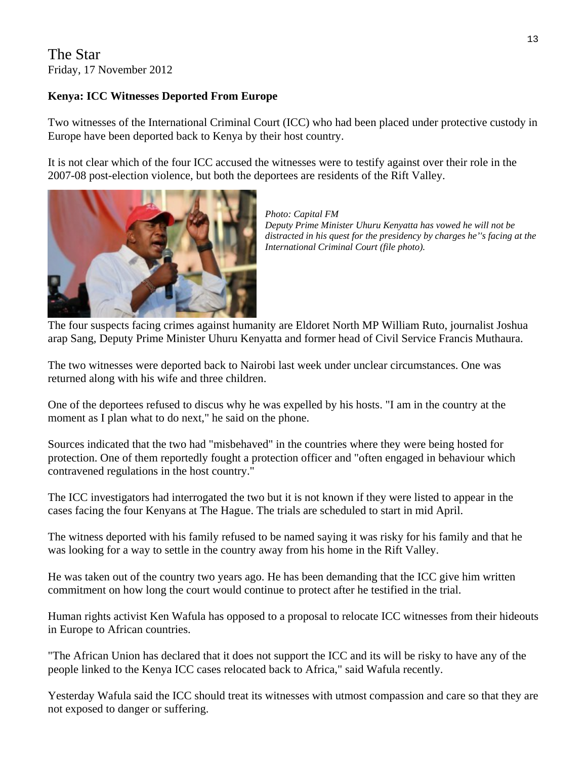The Star
Friday, 17 November 2012

**Kenya: ICC Witnesses Deported From Europe**

Two witnesses of the International Criminal Court (ICC) who had been placed under protective custody in Europe have been deported back to Kenya by their host country.

It is not clear which of the four ICC accused the witnesses were to testify against over their role in the 2007-08 post-election violence, but both the deportees are residents of the Rift Valley.

*Photo: Capital FM*
*Deputy Prime Minister Uhuru Kenyatta has vowed he will not be distracted in his quest for the presidency by charges he''s facing at the International Criminal Court (file photo).*

The four suspects facing crimes against humanity are Eldoret North MP William Ruto, journalist Joshua arap Sang, Deputy Prime Minister Uhuru Kenyatta and former head of Civil Service Francis Muthaura.

The two witnesses were deported back to Nairobi last week under unclear circumstances. One was returned along with his wife and three children.

One of the deportees refused to discus why he was expelled by his hosts. "I am in the country at the moment as I plan what to do next," he said on the phone.

Sources indicated that the two had "misbehaved" in the countries where they were being hosted for protection. One of them reportedly fought a protection officer and "often engaged in behaviour which contravened regulations in the host country."

The ICC investigators had interrogated the two but it is not known if they were listed to appear in the cases facing the four Kenyans at The Hague. The trials are scheduled to start in mid April.

The witness deported with his family refused to be named saying it was risky for his family and that he was looking for a way to settle in the country away from his home in the Rift Valley.

He was taken out of the country two years ago. He has been demanding that the ICC give him written commitment on how long the court would continue to protect after he testified in the trial.

Human rights activist Ken Wafula has opposed to a proposal to relocate ICC witnesses from their hideouts in Europe to African countries.

"The African Union has declared that it does not support the ICC and its will be risky to have any of the people linked to the Kenya ICC cases relocated back to Africa," said Wafula recently.

Yesterday Wafula said the ICC should treat its witnesses with utmost compassion and care so that they are not exposed to danger or suffering.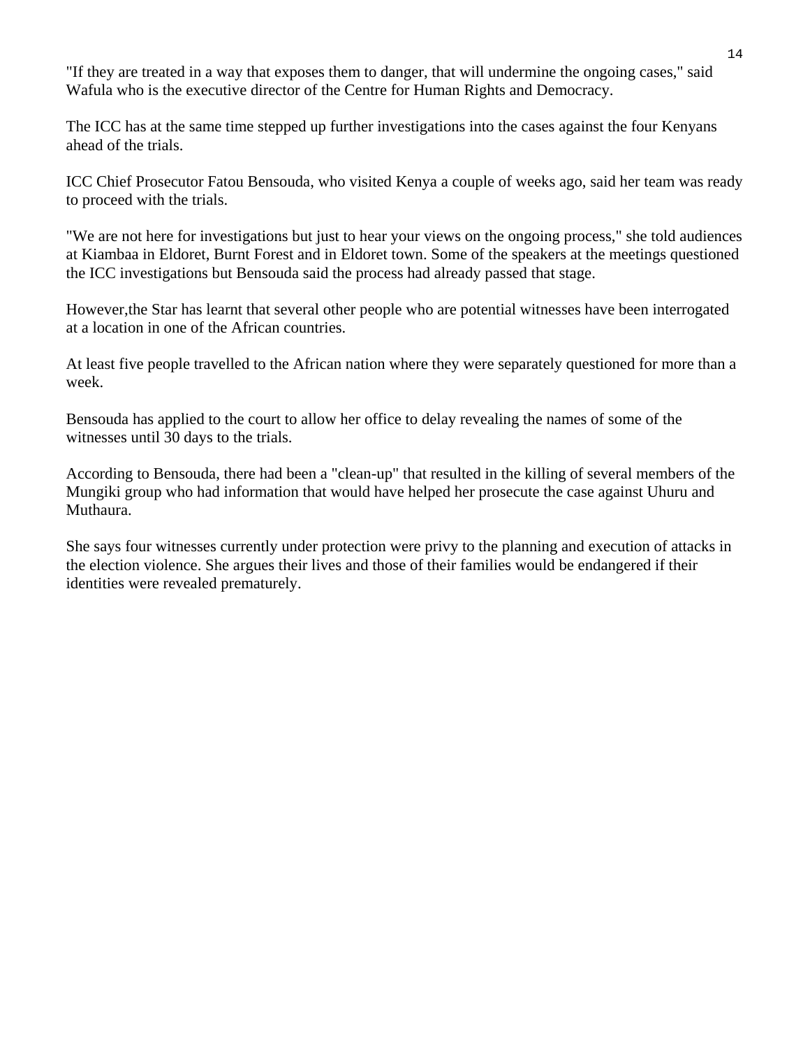"If they are treated in a way that exposes them to danger, that will undermine the ongoing cases," said Wafula who is the executive director of the Centre for Human Rights and Democracy.

The ICC has at the same time stepped up further investigations into the cases against the four Kenyans ahead of the trials.

ICC Chief Prosecutor Fatou Bensouda, who visited Kenya a couple of weeks ago, said her team was ready to proceed with the trials.

"We are not here for investigations but just to hear your views on the ongoing process," she told audiences at Kiambaa in Eldoret, Burnt Forest and in Eldoret town. Some of the speakers at the meetings questioned the ICC investigations but Bensouda said the process had already passed that stage.

However,the Star has learnt that several other people who are potential witnesses have been interrogated at a location in one of the African countries.

At least five people travelled to the African nation where they were separately questioned for more than a week.

Bensouda has applied to the court to allow her office to delay revealing the names of some of the witnesses until 30 days to the trials.

According to Bensouda, there had been a "clean-up" that resulted in the killing of several members of the Mungiki group who had information that would have helped her prosecute the case against Uhuru and Muthaura.

She says four witnesses currently under protection were privy to the planning and execution of attacks in the election violence. She argues their lives and those of their families would be endangered if their identities were revealed prematurely.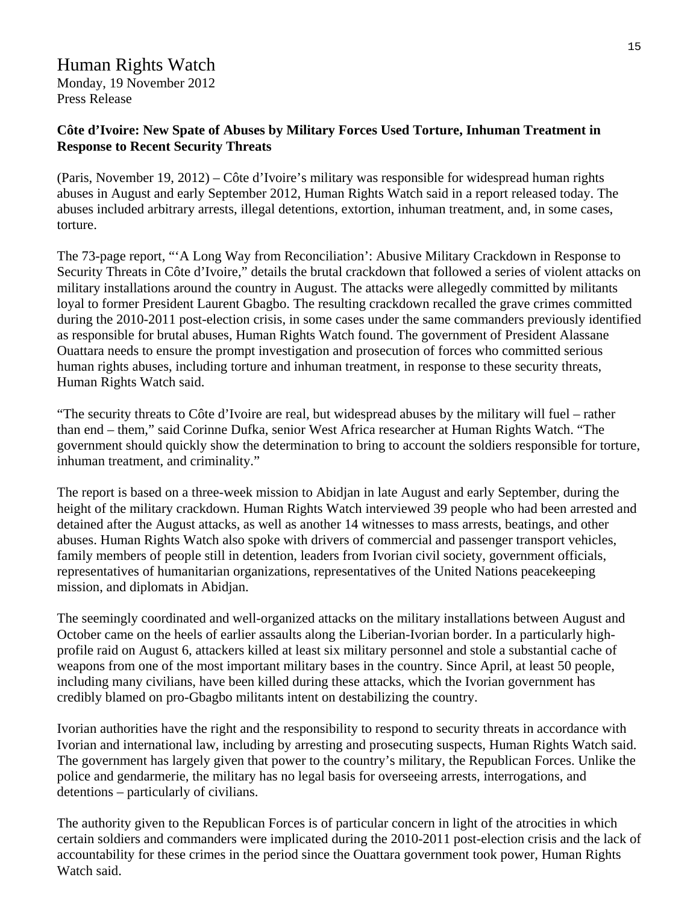# Human Rights Watch

Monday, 19 November 2012
Press Release

**Côte d'Ivoire: New Spate of Abuses by Military Forces Used Torture, Inhuman Treatment in Response to Recent Security Threats**

(Paris, November 19, 2012) – Côte d'Ivoire's military was responsible for widespread human rights abuses in August and early September 2012, Human Rights Watch said in a report released today. The abuses included arbitrary arrests, illegal detentions, extortion, inhuman treatment, and, in some cases, torture.

The 73-page report, "'A Long Way from Reconciliation': Abusive Military Crackdown in Response to Security Threats in Côte d'Ivoire," details the brutal crackdown that followed a series of violent attacks on military installations around the country in August. The attacks were allegedly committed by militants loyal to former President Laurent Gbagbo. The resulting crackdown recalled the grave crimes committed during the 2010-2011 post-election crisis, in some cases under the same commanders previously identified as responsible for brutal abuses, Human Rights Watch found. The government of President Alassane Ouattara needs to ensure the prompt investigation and prosecution of forces who committed serious human rights abuses, including torture and inhuman treatment, in response to these security threats, Human Rights Watch said.

"The security threats to Côte d'Ivoire are real, but widespread abuses by the military will fuel – rather than end – them," said Corinne Dufka, senior West Africa researcher at Human Rights Watch. "The government should quickly show the determination to bring to account the soldiers responsible for torture, inhuman treatment, and criminality."

The report is based on a three-week mission to Abidjan in late August and early September, during the height of the military crackdown. Human Rights Watch interviewed 39 people who had been arrested and detained after the August attacks, as well as another 14 witnesses to mass arrests, beatings, and other abuses. Human Rights Watch also spoke with drivers of commercial and passenger transport vehicles, family members of people still in detention, leaders from Ivorian civil society, government officials, representatives of humanitarian organizations, representatives of the United Nations peacekeeping mission, and diplomats in Abidjan.

The seemingly coordinated and well-organized attacks on the military installations between August and October came on the heels of earlier assaults along the Liberian-Ivorian border. In a particularly high-profile raid on August 6, attackers killed at least six military personnel and stole a substantial cache of weapons from one of the most important military bases in the country. Since April, at least 50 people, including many civilians, have been killed during these attacks, which the Ivorian government has credibly blamed on pro-Gbagbo militants intent on destabilizing the country.

Ivorian authorities have the right and the responsibility to respond to security threats in accordance with Ivorian and international law, including by arresting and prosecuting suspects, Human Rights Watch said. The government has largely given that power to the country's military, the Republican Forces. Unlike the police and gendarmerie, the military has no legal basis for overseeing arrests, interrogations, and detentions – particularly of civilians.

The authority given to the Republican Forces is of particular concern in light of the atrocities in which certain soldiers and commanders were implicated during the 2010-2011 post-election crisis and the lack of accountability for these crimes in the period since the Ouattara government took power, Human Rights Watch said.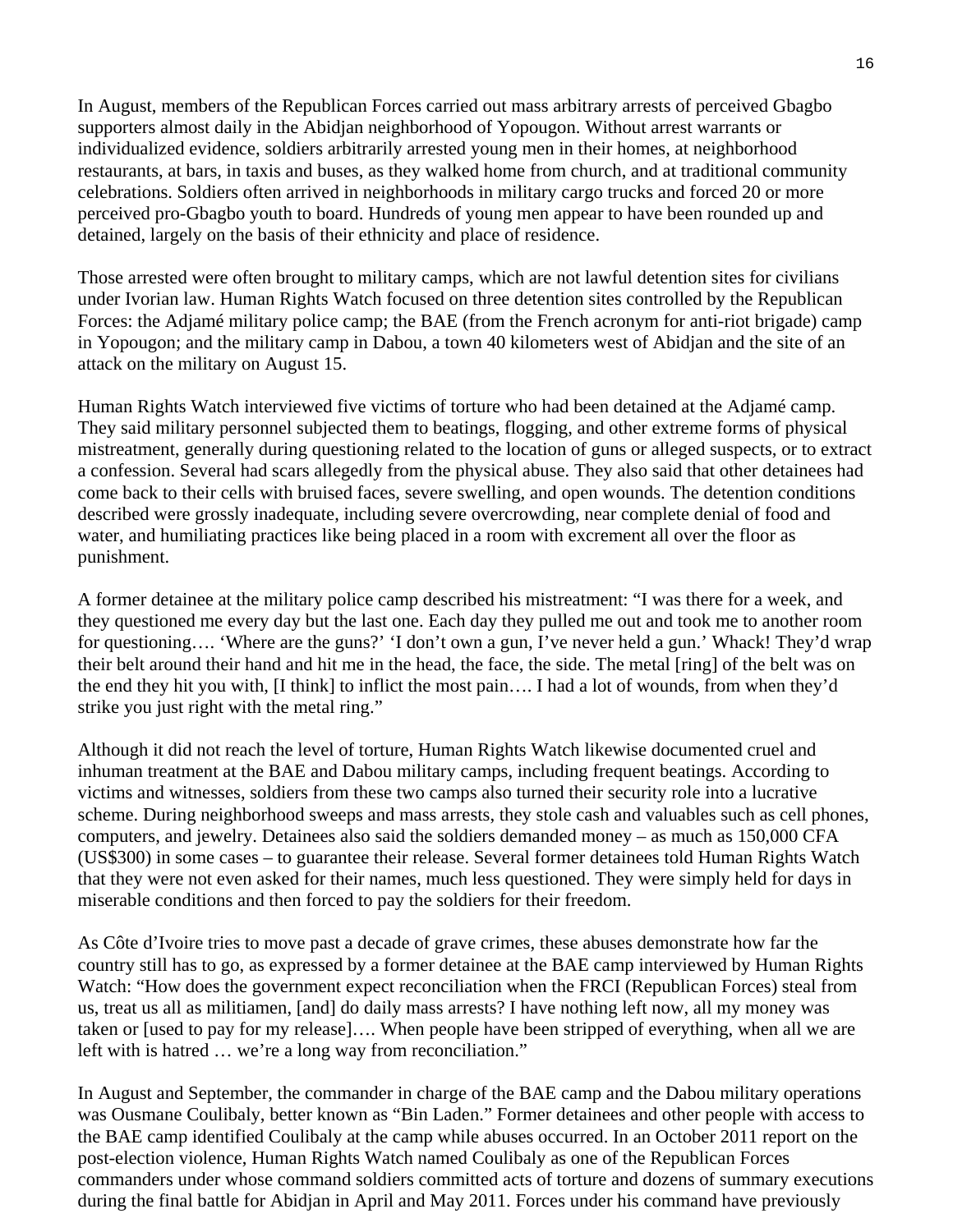In August, members of the Republican Forces carried out mass arbitrary arrests of perceived Gbagbo supporters almost daily in the Abidjan neighborhood of Yopougon. Without arrest warrants or individualized evidence, soldiers arbitrarily arrested young men in their homes, at neighborhood restaurants, at bars, in taxis and buses, as they walked home from church, and at traditional community celebrations. Soldiers often arrived in neighborhoods in military cargo trucks and forced 20 or more perceived pro-Gbagbo youth to board. Hundreds of young men appear to have been rounded up and detained, largely on the basis of their ethnicity and place of residence.

Those arrested were often brought to military camps, which are not lawful detention sites for civilians under Ivorian law. Human Rights Watch focused on three detention sites controlled by the Republican Forces: the Adjamé military police camp; the BAE (from the French acronym for anti-riot brigade) camp in Yopougon; and the military camp in Dabou, a town 40 kilometers west of Abidjan and the site of an attack on the military on August 15.

Human Rights Watch interviewed five victims of torture who had been detained at the Adjamé camp. They said military personnel subjected them to beatings, flogging, and other extreme forms of physical mistreatment, generally during questioning related to the location of guns or alleged suspects, or to extract a confession. Several had scars allegedly from the physical abuse. They also said that other detainees had come back to their cells with bruised faces, severe swelling, and open wounds. The detention conditions described were grossly inadequate, including severe overcrowding, near complete denial of food and water, and humiliating practices like being placed in a room with excrement all over the floor as punishment.

A former detainee at the military police camp described his mistreatment: “I was there for a week, and they questioned me every day but the last one. Each day they pulled me out and took me to another room for questioning…. ‘Where are the guns?’ ‘I don’t own a gun, I’ve never held a gun.’ Whack! They’d wrap their belt around their hand and hit me in the head, the face, the side. The metal [ring] of the belt was on the end they hit you with, [I think] to inflict the most pain…. I had a lot of wounds, from when they’d strike you just right with the metal ring.”

Although it did not reach the level of torture, Human Rights Watch likewise documented cruel and inhuman treatment at the BAE and Dabou military camps, including frequent beatings. According to victims and witnesses, soldiers from these two camps also turned their security role into a lucrative scheme. During neighborhood sweeps and mass arrests, they stole cash and valuables such as cell phones, computers, and jewelry. Detainees also said the soldiers demanded money – as much as 150,000 CFA (US$300) in some cases – to guarantee their release. Several former detainees told Human Rights Watch that they were not even asked for their names, much less questioned. They were simply held for days in miserable conditions and then forced to pay the soldiers for their freedom.

As Côte d’Ivoire tries to move past a decade of grave crimes, these abuses demonstrate how far the country still has to go, as expressed by a former detainee at the BAE camp interviewed by Human Rights Watch: “How does the government expect reconciliation when the FRCI (Republican Forces) steal from us, treat us all as militiamen, [and] do daily mass arrests? I have nothing left now, all my money was taken or [used to pay for my release]…. When people have been stripped of everything, when all we are left with is hatred … we’re a long way from reconciliation.”

In August and September, the commander in charge of the BAE camp and the Dabou military operations was Ousmane Coulibaly, better known as “Bin Laden.” Former detainees and other people with access to the BAE camp identified Coulibaly at the camp while abuses occurred. In an October 2011 report on the post-election violence, Human Rights Watch named Coulibaly as one of the Republican Forces commanders under whose command soldiers committed acts of torture and dozens of summary executions during the final battle for Abidjan in April and May 2011. Forces under his command have previously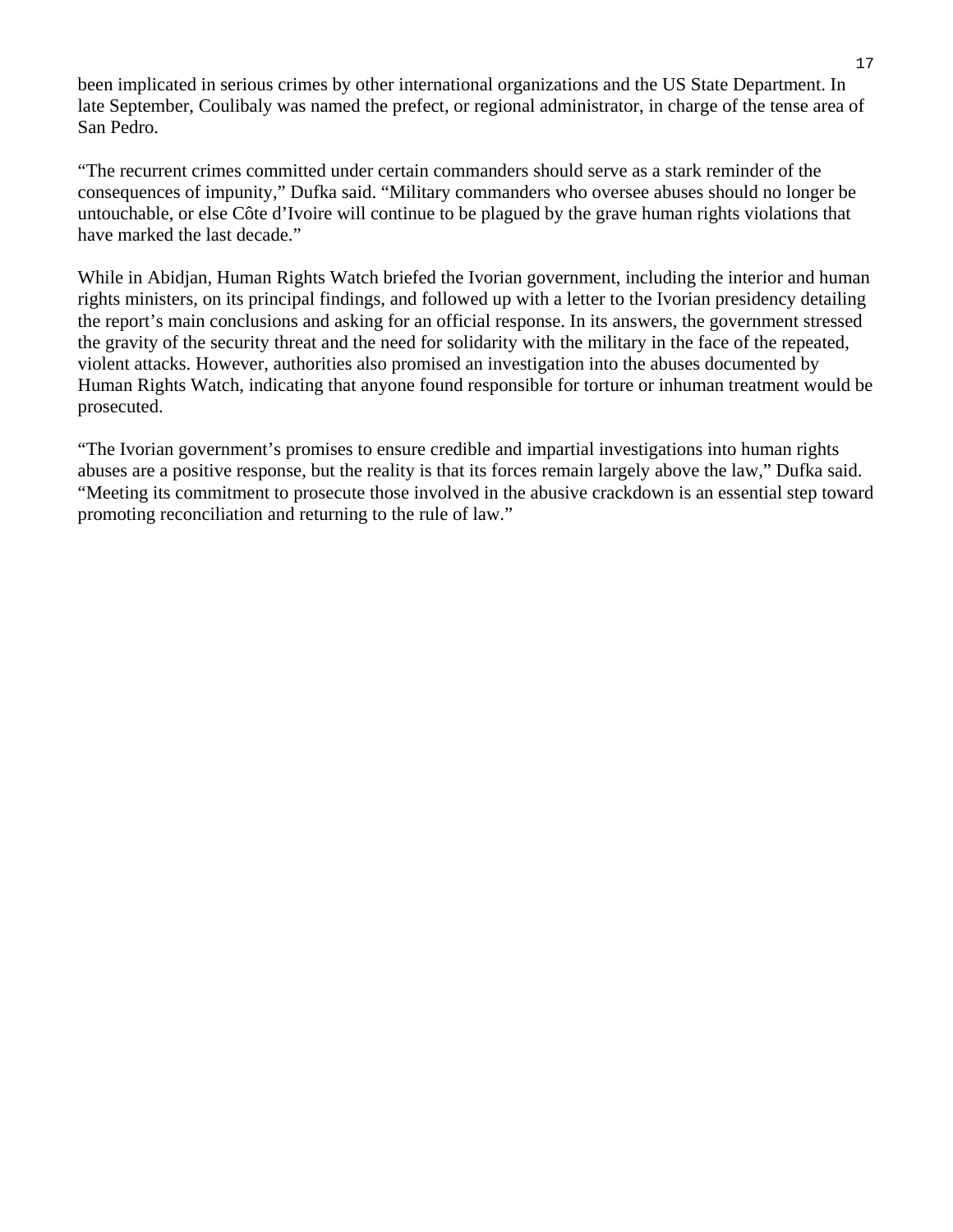been implicated in serious crimes by other international organizations and the US State Department. In late September, Coulibaly was named the prefect, or regional administrator, in charge of the tense area of San Pedro.

"The recurrent crimes committed under certain commanders should serve as a stark reminder of the consequences of impunity," Dufka said. "Military commanders who oversee abuses should no longer be untouchable, or else Côte d'Ivoire will continue to be plagued by the grave human rights violations that have marked the last decade."

While in Abidjan, Human Rights Watch briefed the Ivorian government, including the interior and human rights ministers, on its principal findings, and followed up with a letter to the Ivorian presidency detailing the report's main conclusions and asking for an official response. In its answers, the government stressed the gravity of the security threat and the need for solidarity with the military in the face of the repeated, violent attacks. However, authorities also promised an investigation into the abuses documented by Human Rights Watch, indicating that anyone found responsible for torture or inhuman treatment would be prosecuted.

"The Ivorian government's promises to ensure credible and impartial investigations into human rights abuses are a positive response, but the reality is that its forces remain largely above the law," Dufka said. "Meeting its commitment to prosecute those involved in the abusive crackdown is an essential step toward promoting reconciliation and returning to the rule of law."